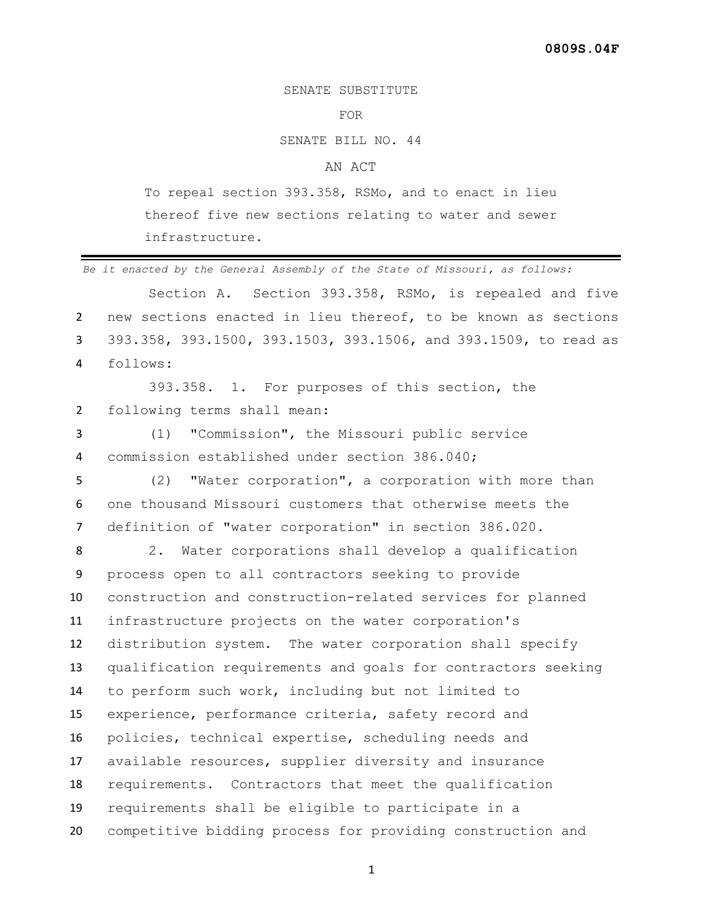0809S.04F

SENATE SUBSTITUTE

FOR

SENATE BILL NO. 44

AN ACT

To repeal section 393.358, RSMo, and to enact in lieu thereof five new sections relating to water and sewer infrastructure.

---

*Be it enacted by the General Assembly of the State of Missouri, as follows:*

Section A. Section 393.358, RSMo, is repealed and five new sections enacted in lieu thereof, to be known as sections 393.358, 393.1500, 393.1503, 393.1506, and 393.1509, to read as follows:

393.358. 1. For purposes of this section, the following terms shall mean:

(1) "Commission", the Missouri public service commission established under section 386.040;

(2) "Water corporation", a corporation with more than one thousand Missouri customers that otherwise meets the definition of "water corporation" in section 386.020.

2. Water corporations shall develop a qualification process open to all contractors seeking to provide construction and construction-related services for planned infrastructure projects on the water corporation's distribution system. The water corporation shall specify qualification requirements and goals for contractors seeking to perform such work, including but not limited to experience, performance criteria, safety record and policies, technical expertise, scheduling needs and available resources, supplier diversity and insurance requirements. Contractors that meet the qualification requirements shall be eligible to participate in a competitive bidding process for providing construction and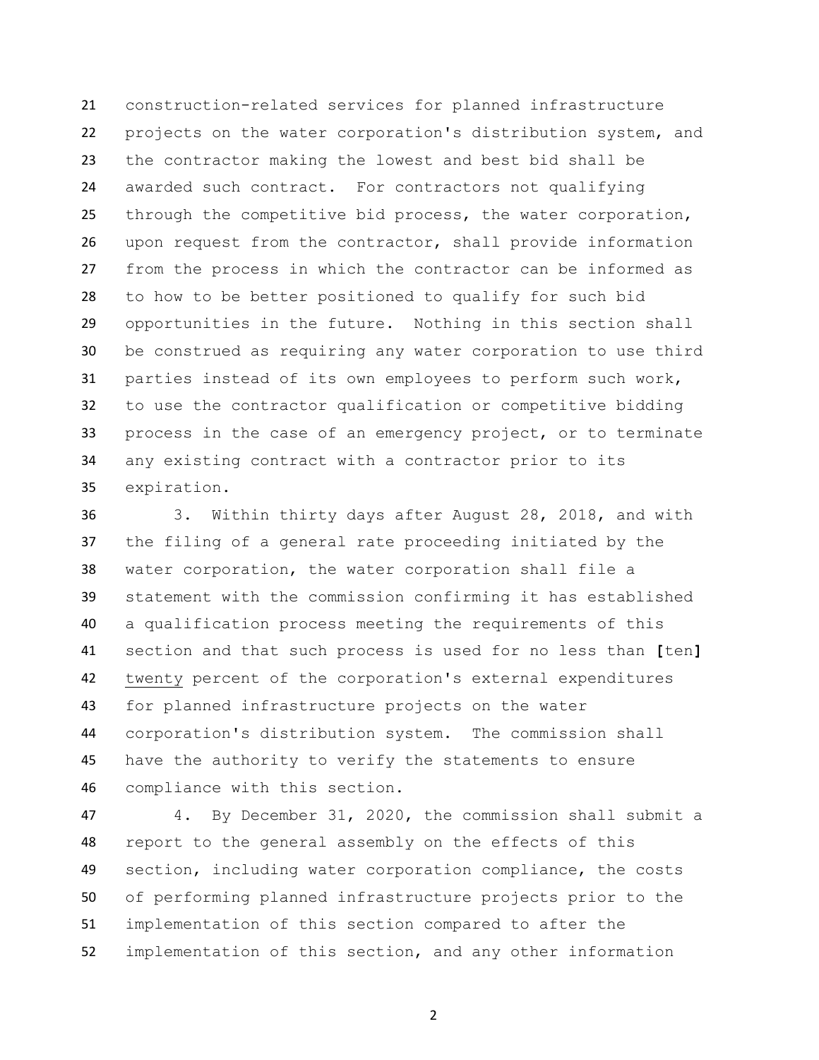construction-related services for planned infrastructure projects on the water corporation's distribution system, and the contractor making the lowest and best bid shall be awarded such contract. For contractors not qualifying through the competitive bid process, the water corporation, upon request from the contractor, shall provide information from the process in which the contractor can be informed as to how to be better positioned to qualify for such bid opportunities in the future. Nothing in this section shall be construed as requiring any water corporation to use third parties instead of its own employees to perform such work, to use the contractor qualification or competitive bidding process in the case of an emergency project, or to terminate any existing contract with a contractor prior to its expiration.

3. Within thirty days after August 28, 2018, and with the filing of a general rate proceeding initiated by the water corporation, the water corporation shall file a statement with the commission confirming it has established a qualification process meeting the requirements of this section and that such process is used for no less than **[**ten**]** <u>twenty</u> percent of the corporation's external expenditures for planned infrastructure projects on the water corporation's distribution system. The commission shall have the authority to verify the statements to ensure compliance with this section.

4. By December 31, 2020, the commission shall submit a report to the general assembly on the effects of this section, including water corporation compliance, the costs of performing planned infrastructure projects prior to the implementation of this section compared to after the implementation of this section, and any other information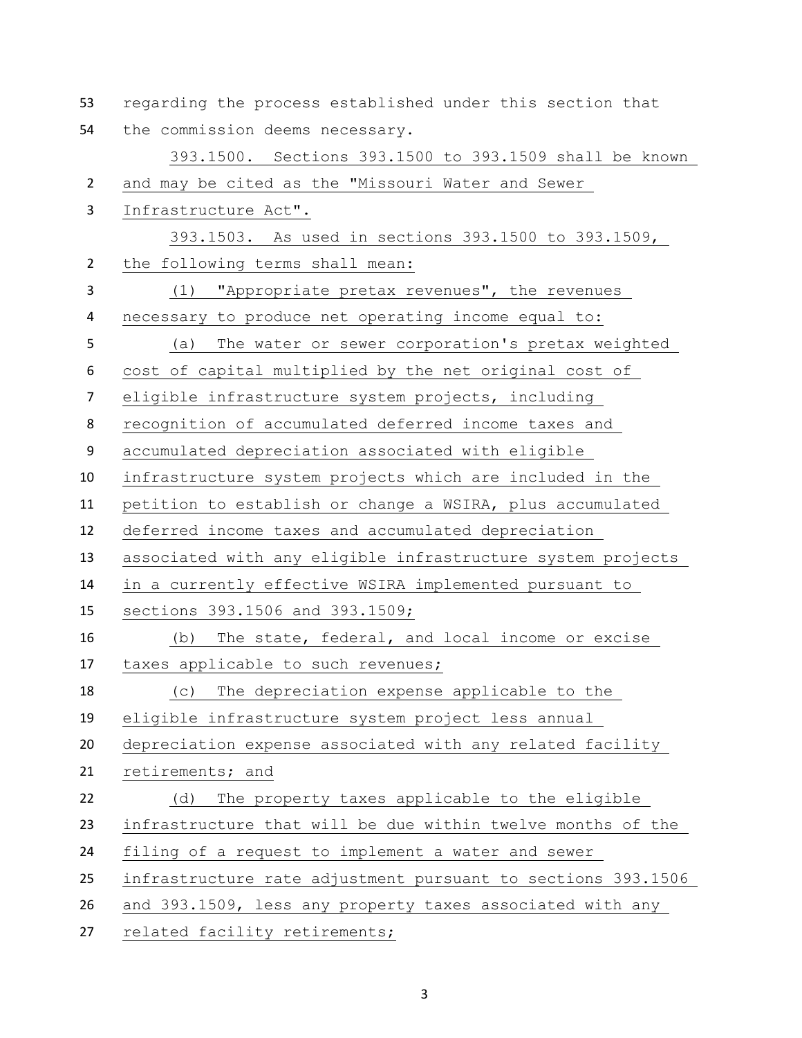regarding the process established under this section that the commission deems necessary.

393.1500. Sections 393.1500 to 393.1509 shall be known and may be cited as the "Missouri Water and Sewer Infrastructure Act".

393.1503. As used in sections 393.1500 to 393.1509, the following terms shall mean:

(1) "Appropriate pretax revenues", the revenues necessary to produce net operating income equal to:

(a) The water or sewer corporation's pretax weighted cost of capital multiplied by the net original cost of eligible infrastructure system projects, including recognition of accumulated deferred income taxes and accumulated depreciation associated with eligible infrastructure system projects which are included in the petition to establish or change a WSIRA, plus accumulated deferred income taxes and accumulated depreciation associated with any eligible infrastructure system projects in a currently effective WSIRA implemented pursuant to sections 393.1506 and 393.1509;

(b) The state, federal, and local income or excise taxes applicable to such revenues;

(c) The depreciation expense applicable to the eligible infrastructure system project less annual depreciation expense associated with any related facility retirements; and

(d) The property taxes applicable to the eligible infrastructure that will be due within twelve months of the filing of a request to implement a water and sewer infrastructure rate adjustment pursuant to sections 393.1506 and 393.1509, less any property taxes associated with any related facility retirements;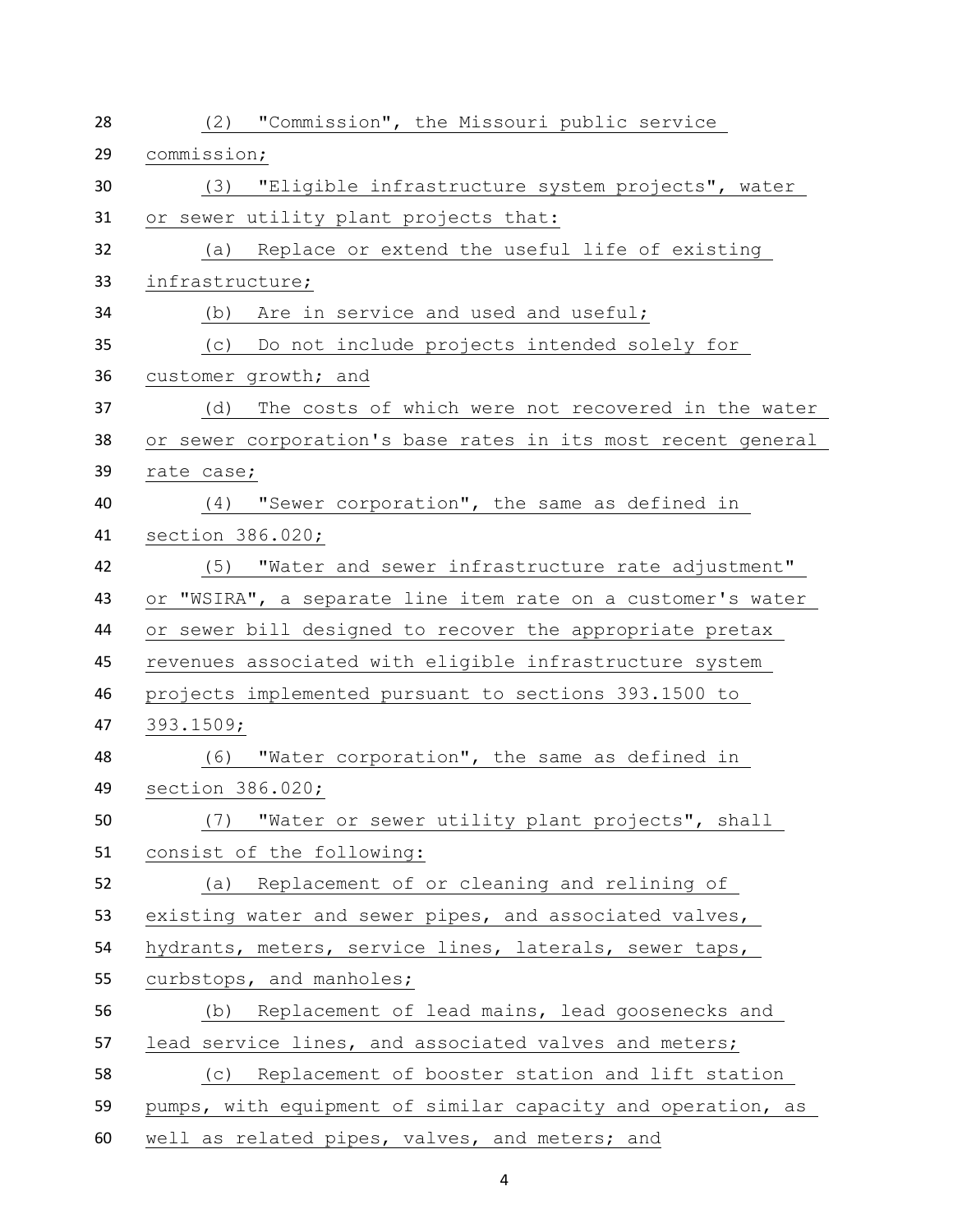(2) "Commission", the Missouri public service commission;

(3) "Eligible infrastructure system projects", water or sewer utility plant projects that:

(a) Replace or extend the useful life of existing infrastructure;

(b) Are in service and used and useful;

(c) Do not include projects intended solely for customer growth; and

(d) The costs of which were not recovered in the water or sewer corporation's base rates in its most recent general rate case;

(4) "Sewer corporation", the same as defined in section 386.020;

(5) "Water and sewer infrastructure rate adjustment" or "WSIRA", a separate line item rate on a customer's water or sewer bill designed to recover the appropriate pretax revenues associated with eligible infrastructure system projects implemented pursuant to sections 393.1500 to 393.1509;

(6) "Water corporation", the same as defined in section 386.020;

(7) "Water or sewer utility plant projects", shall consist of the following:

(a) Replacement of or cleaning and relining of existing water and sewer pipes, and associated valves, hydrants, meters, service lines, laterals, sewer taps, curbstops, and manholes;

(b) Replacement of lead mains, lead goosenecks and lead service lines, and associated valves and meters;

(c) Replacement of booster station and lift station pumps, with equipment of similar capacity and operation, as well as related pipes, valves, and meters; and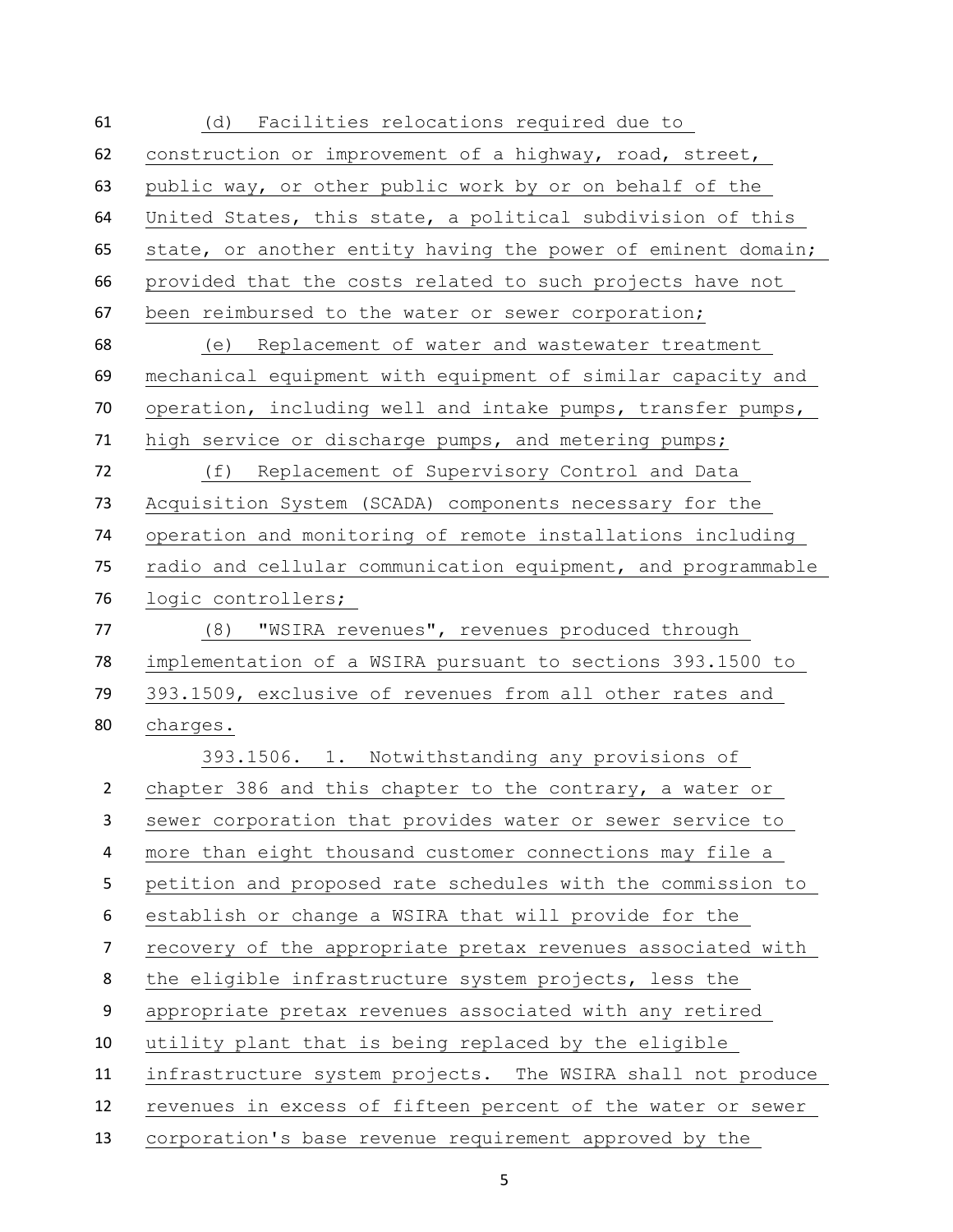(d) Facilities relocations required due to construction or improvement of a highway, road, street, public way, or other public work by or on behalf of the United States, this state, a political subdivision of this state, or another entity having the power of eminent domain; provided that the costs related to such projects have not been reimbursed to the water or sewer corporation;

(e) Replacement of water and wastewater treatment mechanical equipment with equipment of similar capacity and operation, including well and intake pumps, transfer pumps, high service or discharge pumps, and metering pumps;

(f) Replacement of Supervisory Control and Data Acquisition System (SCADA) components necessary for the operation and monitoring of remote installations including radio and cellular communication equipment, and programmable logic controllers;

(8) "WSIRA revenues", revenues produced through implementation of a WSIRA pursuant to sections 393.1500 to 393.1509, exclusive of revenues from all other rates and charges.

393.1506. 1. Notwithstanding any provisions of chapter 386 and this chapter to the contrary, a water or sewer corporation that provides water or sewer service to more than eight thousand customer connections may file a petition and proposed rate schedules with the commission to establish or change a WSIRA that will provide for the recovery of the appropriate pretax revenues associated with the eligible infrastructure system projects, less the appropriate pretax revenues associated with any retired utility plant that is being replaced by the eligible infrastructure system projects. The WSIRA shall not produce revenues in excess of fifteen percent of the water or sewer corporation's base revenue requirement approved by the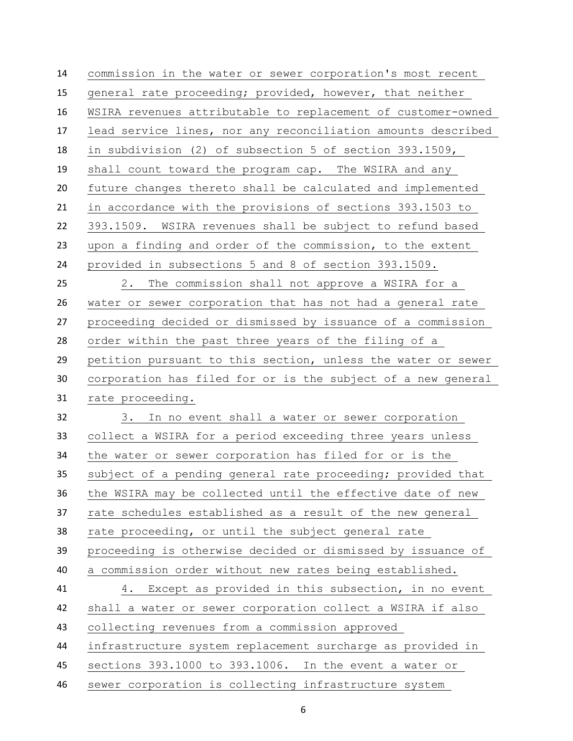commission in the water or sewer corporation's most recent general rate proceeding; provided, however, that neither WSIRA revenues attributable to replacement of customer-owned lead service lines, nor any reconciliation amounts described in subdivision (2) of subsection 5 of section 393.1509, shall count toward the program cap. The WSIRA and any future changes thereto shall be calculated and implemented in accordance with the provisions of sections 393.1503 to 393.1509. WSIRA revenues shall be subject to refund based upon a finding and order of the commission, to the extent provided in subsections 5 and 8 of section 393.1509.

2. The commission shall not approve a WSIRA for a water or sewer corporation that has not had a general rate proceeding decided or dismissed by issuance of a commission order within the past three years of the filing of a petition pursuant to this section, unless the water or sewer corporation has filed for or is the subject of a new general rate proceeding.

3. In no event shall a water or sewer corporation collect a WSIRA for a period exceeding three years unless the water or sewer corporation has filed for or is the subject of a pending general rate proceeding; provided that the WSIRA may be collected until the effective date of new rate schedules established as a result of the new general rate proceeding, or until the subject general rate proceeding is otherwise decided or dismissed by issuance of a commission order without new rates being established.

4. Except as provided in this subsection, in no event shall a water or sewer corporation collect a WSIRA if also collecting revenues from a commission approved infrastructure system replacement surcharge as provided in sections 393.1000 to 393.1006. In the event a water or sewer corporation is collecting infrastructure system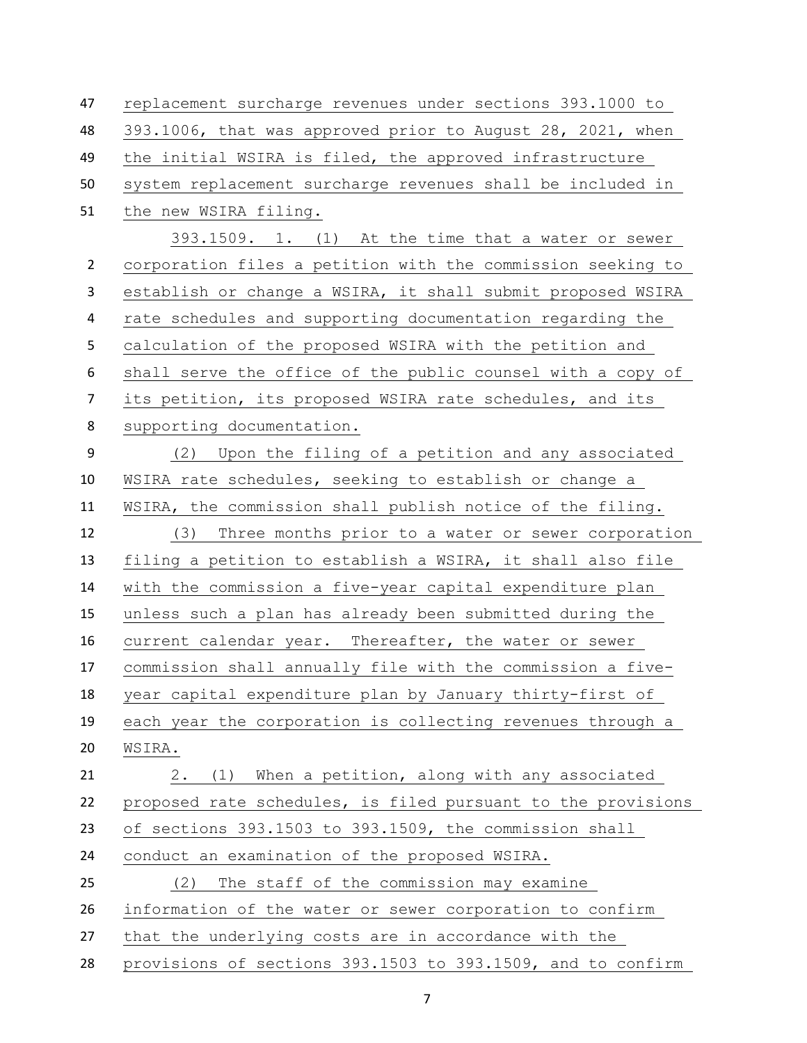replacement surcharge revenues under sections 393.1000 to 393.1006, that was approved prior to August 28, 2021, when the initial WSIRA is filed, the approved infrastructure system replacement surcharge revenues shall be included in the new WSIRA filing.

393.1509. 1. (1) At the time that a water or sewer corporation files a petition with the commission seeking to establish or change a WSIRA, it shall submit proposed WSIRA rate schedules and supporting documentation regarding the calculation of the proposed WSIRA with the petition and shall serve the office of the public counsel with a copy of its petition, its proposed WSIRA rate schedules, and its supporting documentation.

(2) Upon the filing of a petition and any associated WSIRA rate schedules, seeking to establish or change a WSIRA, the commission shall publish notice of the filing.

(3) Three months prior to a water or sewer corporation filing a petition to establish a WSIRA, it shall also file with the commission a five-year capital expenditure plan unless such a plan has already been submitted during the current calendar year. Thereafter, the water or sewer commission shall annually file with the commission a five-year capital expenditure plan by January thirty-first of each year the corporation is collecting revenues through a WSIRA.

2. (1) When a petition, along with any associated proposed rate schedules, is filed pursuant to the provisions of sections 393.1503 to 393.1509, the commission shall conduct an examination of the proposed WSIRA.

(2) The staff of the commission may examine information of the water or sewer corporation to confirm that the underlying costs are in accordance with the provisions of sections 393.1503 to 393.1509, and to confirm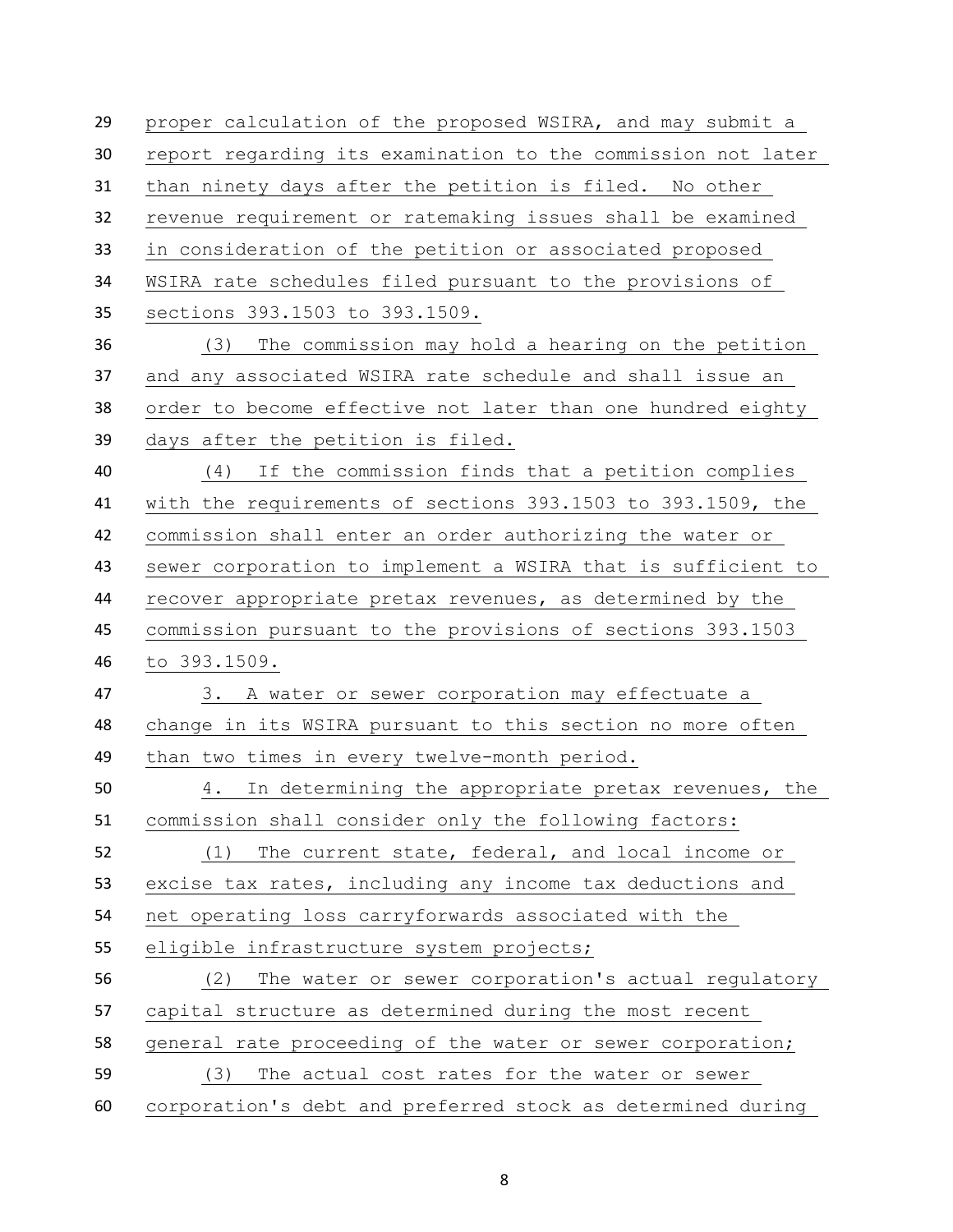proper calculation of the proposed WSIRA, and may submit a report regarding its examination to the commission not later than ninety days after the petition is filed. No other revenue requirement or ratemaking issues shall be examined in consideration of the petition or associated proposed WSIRA rate schedules filed pursuant to the provisions of sections 393.1503 to 393.1509.

(3) The commission may hold a hearing on the petition and any associated WSIRA rate schedule and shall issue an order to become effective not later than one hundred eighty days after the petition is filed.

(4) If the commission finds that a petition complies with the requirements of sections 393.1503 to 393.1509, the commission shall enter an order authorizing the water or sewer corporation to implement a WSIRA that is sufficient to recover appropriate pretax revenues, as determined by the commission pursuant to the provisions of sections 393.1503 to 393.1509.

3. A water or sewer corporation may effectuate a change in its WSIRA pursuant to this section no more often than two times in every twelve-month period.

4. In determining the appropriate pretax revenues, the commission shall consider only the following factors:

(1) The current state, federal, and local income or excise tax rates, including any income tax deductions and net operating loss carryforwards associated with the eligible infrastructure system projects;

(2) The water or sewer corporation's actual regulatory capital structure as determined during the most recent general rate proceeding of the water or sewer corporation;

(3) The actual cost rates for the water or sewer corporation's debt and preferred stock as determined during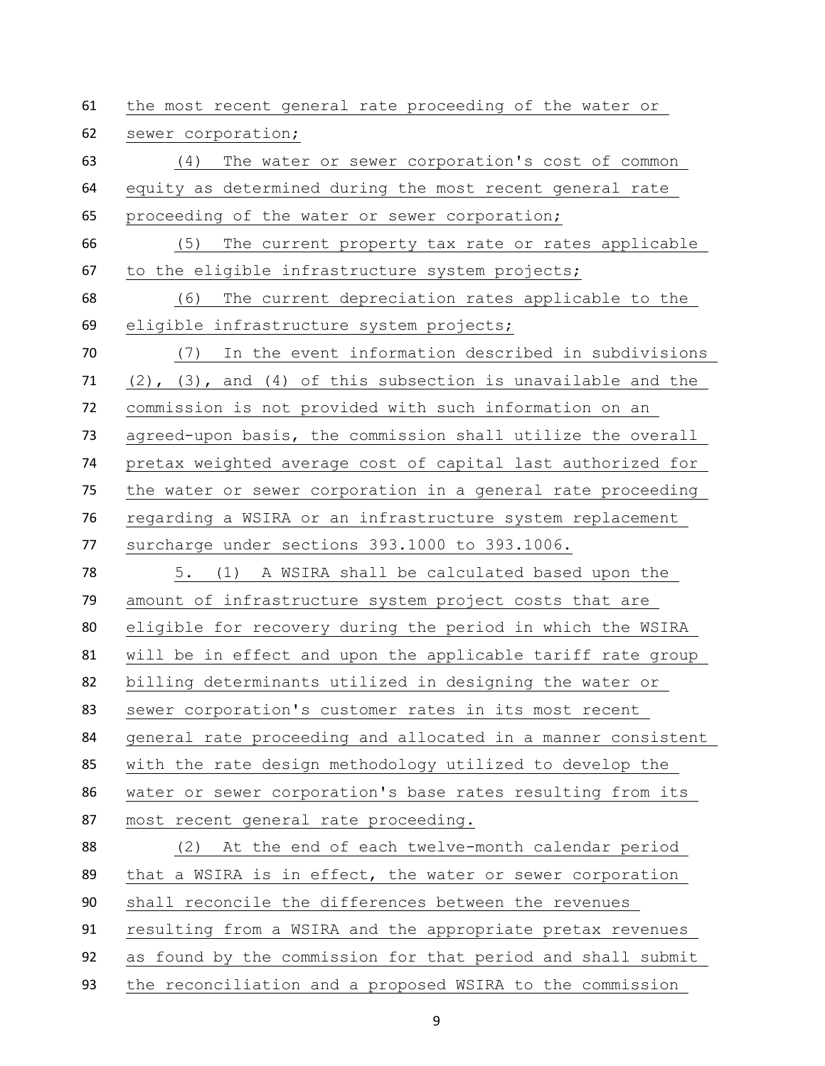the most recent general rate proceeding of the water or sewer corporation;

(4) The water or sewer corporation's cost of common equity as determined during the most recent general rate proceeding of the water or sewer corporation;

(5) The current property tax rate or rates applicable to the eligible infrastructure system projects;

(6) The current depreciation rates applicable to the eligible infrastructure system projects;

(7) In the event information described in subdivisions (2), (3), and (4) of this subsection is unavailable and the commission is not provided with such information on an agreed-upon basis, the commission shall utilize the overall pretax weighted average cost of capital last authorized for the water or sewer corporation in a general rate proceeding regarding a WSIRA or an infrastructure system replacement surcharge under sections 393.1000 to 393.1006.

5. (1) A WSIRA shall be calculated based upon the amount of infrastructure system project costs that are eligible for recovery during the period in which the WSIRA will be in effect and upon the applicable tariff rate group billing determinants utilized in designing the water or sewer corporation's customer rates in its most recent general rate proceeding and allocated in a manner consistent with the rate design methodology utilized to develop the water or sewer corporation's base rates resulting from its most recent general rate proceeding.

(2) At the end of each twelve-month calendar period that a WSIRA is in effect, the water or sewer corporation shall reconcile the differences between the revenues resulting from a WSIRA and the appropriate pretax revenues as found by the commission for that period and shall submit the reconciliation and a proposed WSIRA to the commission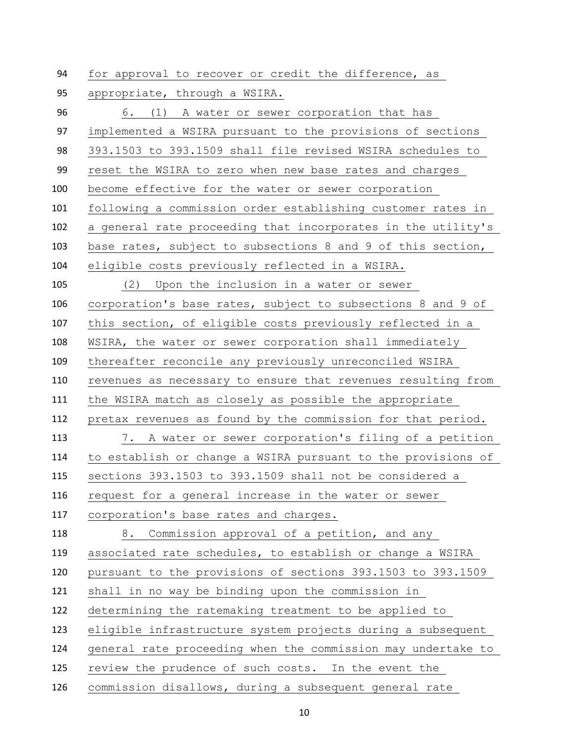for approval to recover or credit the difference, as appropriate, through a WSIRA.

6. (1) A water or sewer corporation that has implemented a WSIRA pursuant to the provisions of sections 393.1503 to 393.1509 shall file revised WSIRA schedules to reset the WSIRA to zero when new base rates and charges become effective for the water or sewer corporation following a commission order establishing customer rates in a general rate proceeding that incorporates in the utility's base rates, subject to subsections 8 and 9 of this section, eligible costs previously reflected in a WSIRA.

(2) Upon the inclusion in a water or sewer corporation's base rates, subject to subsections 8 and 9 of this section, of eligible costs previously reflected in a WSIRA, the water or sewer corporation shall immediately thereafter reconcile any previously unreconciled WSIRA revenues as necessary to ensure that revenues resulting from the WSIRA match as closely as possible the appropriate pretax revenues as found by the commission for that period.

7. A water or sewer corporation's filing of a petition to establish or change a WSIRA pursuant to the provisions of sections 393.1503 to 393.1509 shall not be considered a request for a general increase in the water or sewer corporation's base rates and charges.

8. Commission approval of a petition, and any associated rate schedules, to establish or change a WSIRA pursuant to the provisions of sections 393.1503 to 393.1509 shall in no way be binding upon the commission in determining the ratemaking treatment to be applied to eligible infrastructure system projects during a subsequent general rate proceeding when the commission may undertake to review the prudence of such costs. In the event the commission disallows, during a subsequent general rate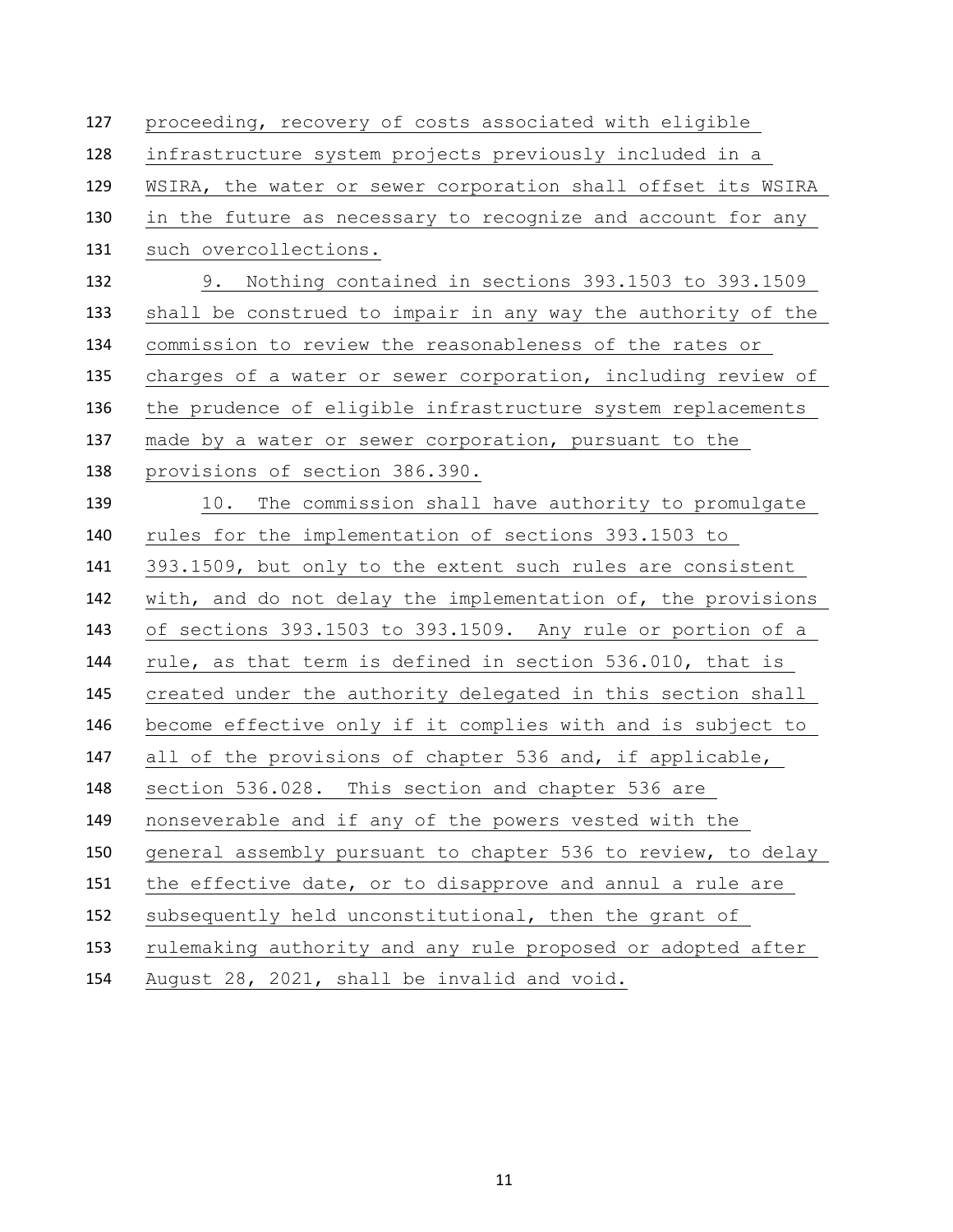proceeding, recovery of costs associated with eligible infrastructure system projects previously included in a WSIRA, the water or sewer corporation shall offset its WSIRA in the future as necessary to recognize and account for any such overcollections.

9. Nothing contained in sections 393.1503 to 393.1509 shall be construed to impair in any way the authority of the commission to review the reasonableness of the rates or charges of a water or sewer corporation, including review of the prudence of eligible infrastructure system replacements made by a water or sewer corporation, pursuant to the provisions of section 386.390.

10. The commission shall have authority to promulgate rules for the implementation of sections 393.1503 to 393.1509, but only to the extent such rules are consistent with, and do not delay the implementation of, the provisions of sections 393.1503 to 393.1509. Any rule or portion of a rule, as that term is defined in section 536.010, that is created under the authority delegated in this section shall become effective only if it complies with and is subject to all of the provisions of chapter 536 and, if applicable, section 536.028. This section and chapter 536 are nonseverable and if any of the powers vested with the general assembly pursuant to chapter 536 to review, to delay the effective date, or to disapprove and annul a rule are subsequently held unconstitutional, then the grant of rulemaking authority and any rule proposed or adopted after August 28, 2021, shall be invalid and void.